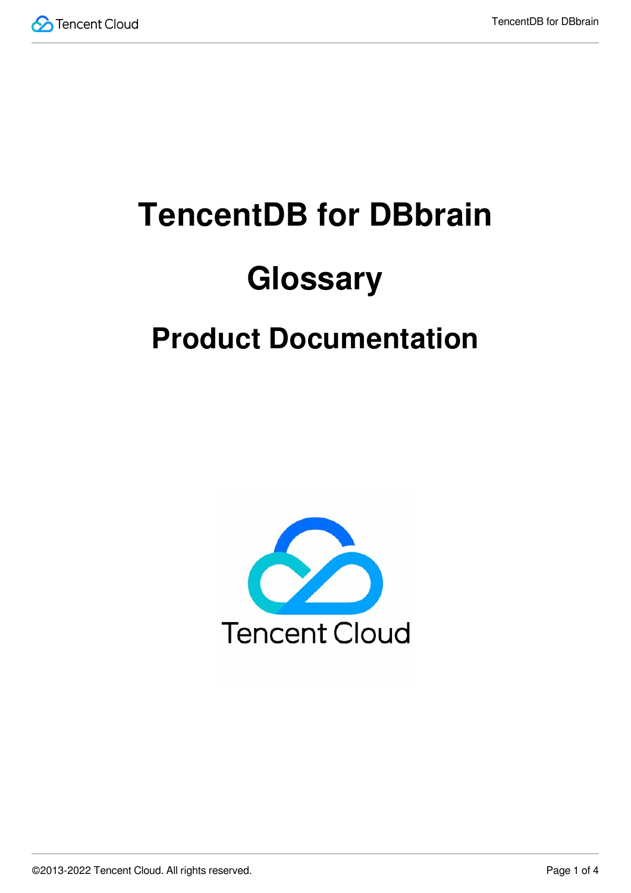# TencentDB for DBbrain

# Glossary

## Product Documentation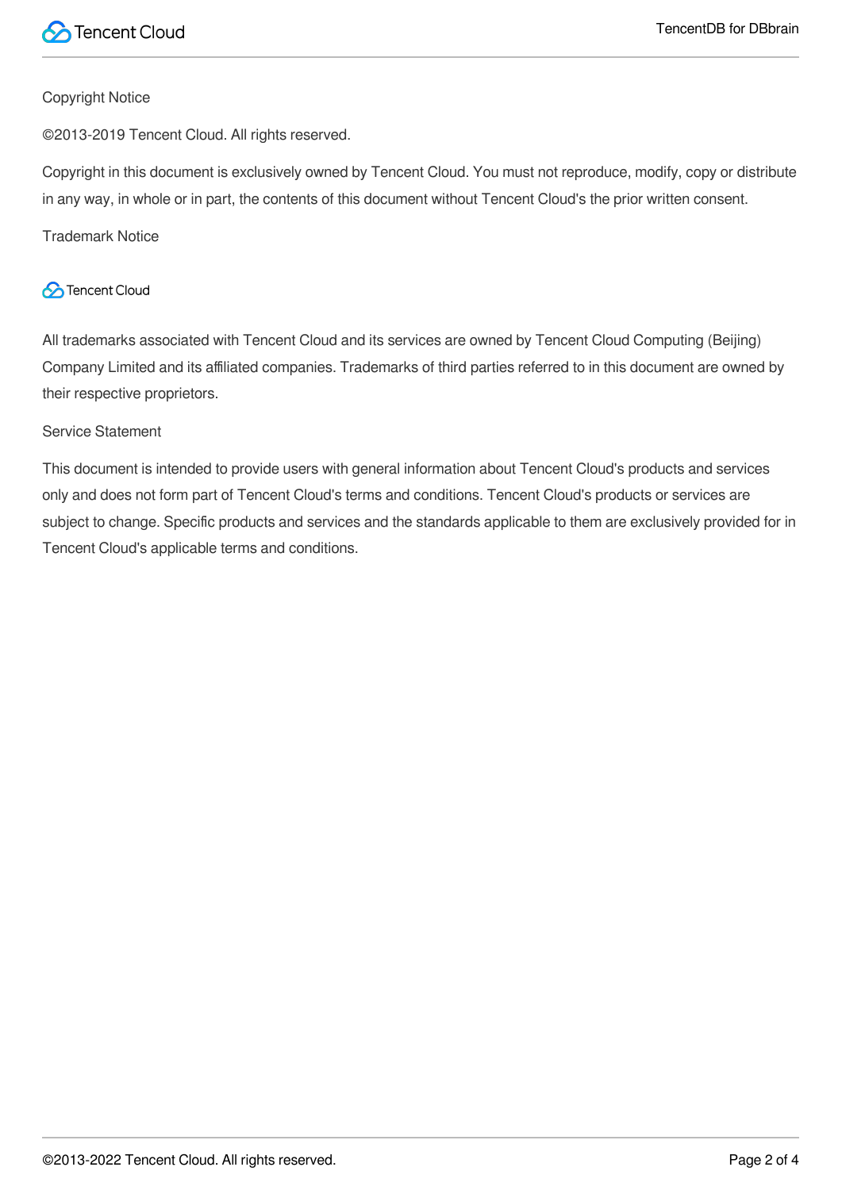Copyright Notice

©2013-2019 Tencent Cloud. All rights reserved.

Copyright in this document is exclusively owned by Tencent Cloud. You must not reproduce, modify, copy or distribute in any way, in whole or in part, the contents of this document without Tencent Cloud's the prior written consent.

Trademark Notice

Tencent Cloud

All trademarks associated with Tencent Cloud and its services are owned by Tencent Cloud Computing (Beijing) Company Limited and its affiliated companies. Trademarks of third parties referred to in this document are owned by their respective proprietors.

Service Statement

This document is intended to provide users with general information about Tencent Cloud's products and services only and does not form part of Tencent Cloud's terms and conditions. Tencent Cloud's products or services are subject to change. Specific products and services and the standards applicable to them are exclusively provided for in Tencent Cloud's applicable terms and conditions.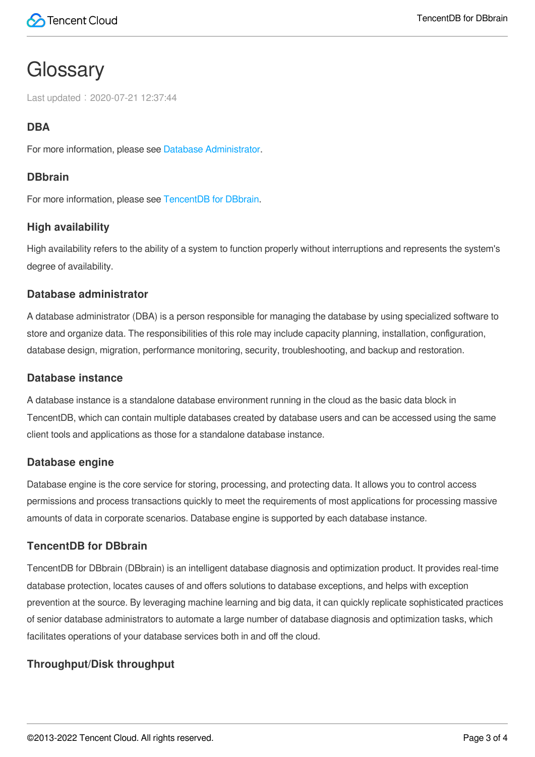# Glossary

Last updated：2020-07-21 12:37:44

### DBA

For more information, please see Database Administrator.

### DBbrain

For more information, please see TencentDB for DBbrain.

### High availability

High availability refers to the ability of a system to function properly without interruptions and represents the system's degree of availability.

### Database administrator

A database administrator (DBA) is a person responsible for managing the database by using specialized software to store and organize data. The responsibilities of this role may include capacity planning, installation, configuration, database design, migration, performance monitoring, security, troubleshooting, and backup and restoration.

### Database instance

A database instance is a standalone database environment running in the cloud as the basic data block in TencentDB, which can contain multiple databases created by database users and can be accessed using the same client tools and applications as those for a standalone database instance.

### Database engine

Database engine is the core service for storing, processing, and protecting data. It allows you to control access permissions and process transactions quickly to meet the requirements of most applications for processing massive amounts of data in corporate scenarios. Database engine is supported by each database instance.

### TencentDB for DBbrain

TencentDB for DBbrain (DBbrain) is an intelligent database diagnosis and optimization product. It provides real-time database protection, locates causes of and offers solutions to database exceptions, and helps with exception prevention at the source. By leveraging machine learning and big data, it can quickly replicate sophisticated practices of senior database administrators to automate a large number of database diagnosis and optimization tasks, which facilitates operations of your database services both in and off the cloud.

### Throughput/Disk throughput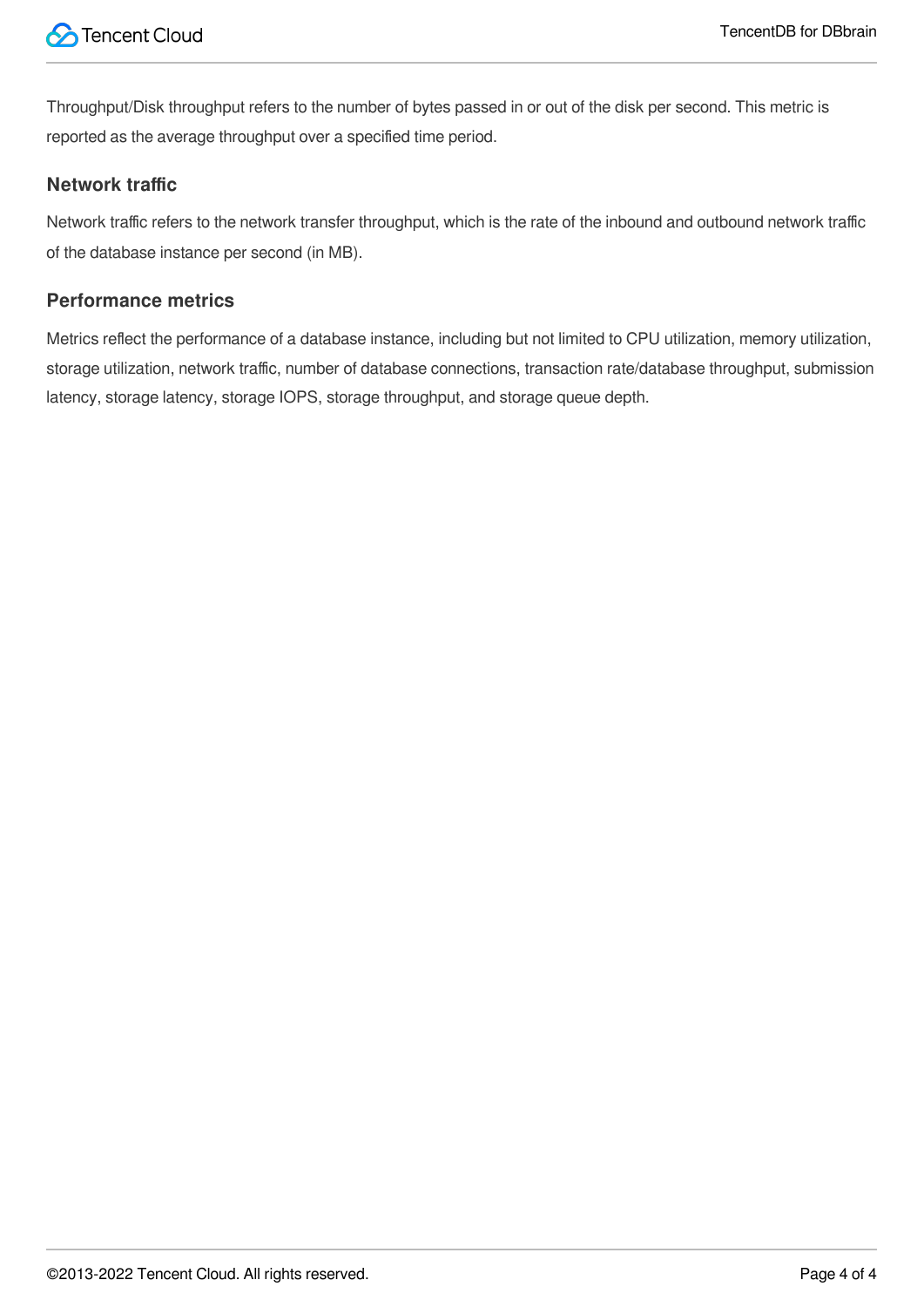Throughput/Disk throughput refers to the number of bytes passed in or out of the disk per second. This metric is reported as the average throughput over a specified time period.

### Network traffic

Network traffic refers to the network transfer throughput, which is the rate of the inbound and outbound network traffic of the database instance per second (in MB).

### Performance metrics

Metrics reflect the performance of a database instance, including but not limited to CPU utilization, memory utilization, storage utilization, network traffic, number of database connections, transaction rate/database throughput, submission latency, storage latency, storage IOPS, storage throughput, and storage queue depth.